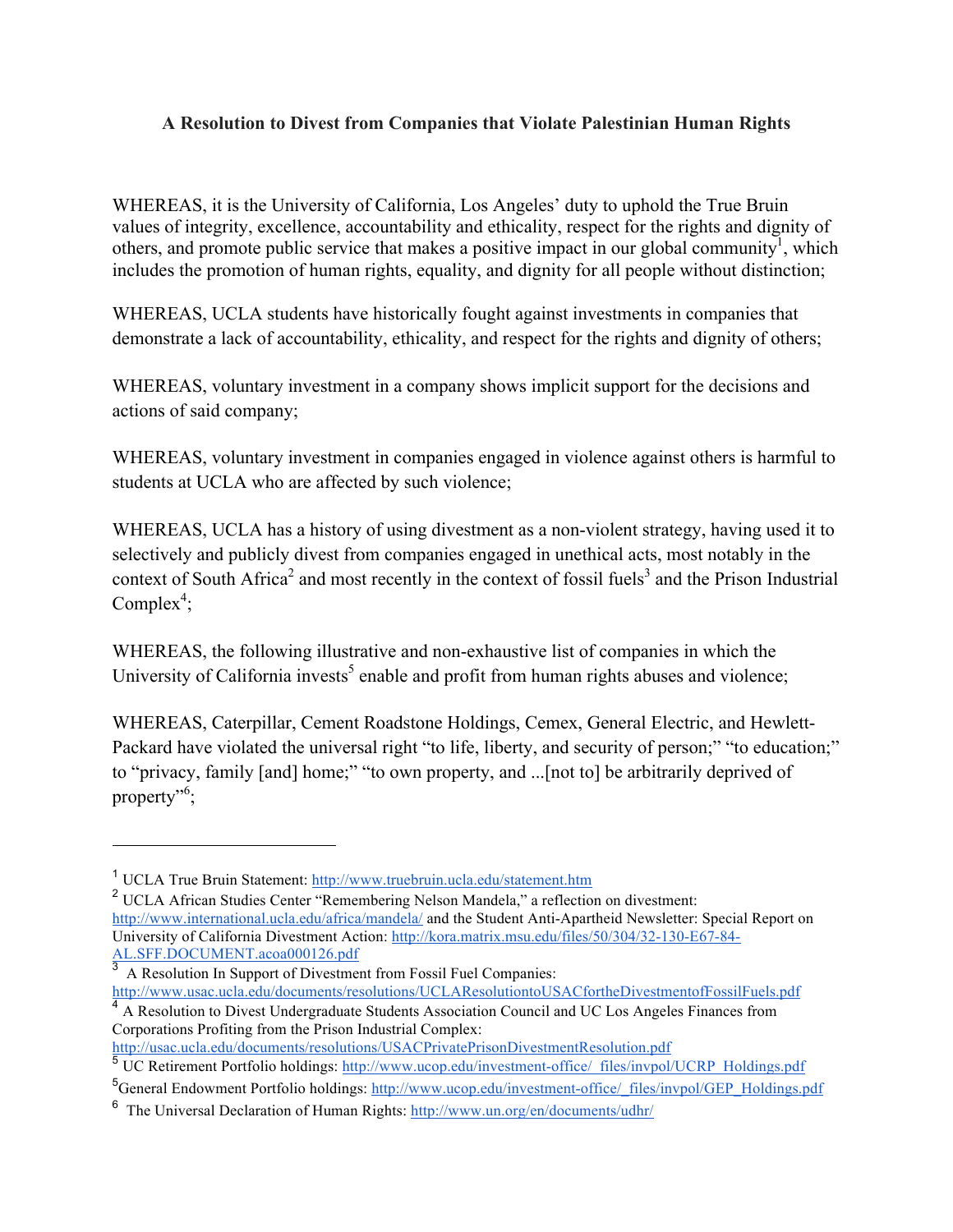**A Resolution to Divest from Companies that Violate Palestinian Human Rights**

WHEREAS, it is the University of California, Los Angeles' duty to uphold the True Bruin values of integrity, excellence, accountability and ethicality, respect for the rights and dignity of others, and promote public service that makes a positive impact in our global community[1], which includes the promotion of human rights, equality, and dignity for all people without distinction;

WHEREAS, UCLA students have historically fought against investments in companies that demonstrate a lack of accountability, ethicality, and respect for the rights and dignity of others;

WHEREAS, voluntary investment in a company shows implicit support for the decisions and actions of said company;

WHEREAS, voluntary investment in companies engaged in violence against others is harmful to students at UCLA who are affected by such violence;

WHEREAS, UCLA has a history of using divestment as a non-violent strategy, having used it to selectively and publicly divest from companies engaged in unethical acts, most notably in the context of South Africa[2] and most recently in the context of fossil fuels[3] and the Prison Industrial Complex[4];

WHEREAS, the following illustrative and non-exhaustive list of companies in which the University of California invests[5] enable and profit from human rights abuses and violence;

WHEREAS, Caterpillar, Cement Roadstone Holdings, Cemex, General Electric, and Hewlett-Packard have violated the universal right "to life, liberty, and security of person;" "to education;" to "privacy, family [and] home;" "to own property, and ...[not to] be arbitrarily deprived of property"[6];

---

[1] UCLA True Bruin Statement: http://www.truebruin.ucla.edu/statement.htm

[2] UCLA African Studies Center "Remembering Nelson Mandela," a reflection on divestment: http://www.international.ucla.edu/africa/mandela/ and the Student Anti-Apartheid Newsletter: Special Report on University of California Divestment Action: http://kora.matrix.msu.edu/files/50/304/32-130-E67-84-AL.SFF.DOCUMENT.acoa000126.pdf

[3] A Resolution In Support of Divestment from Fossil Fuel Companies: http://www.usac.ucla.edu/documents/resolutions/UCLAResolutiontoUSACfortheDivestmentofFossilFuels.pdf

[4] A Resolution to Divest Undergraduate Students Association Council and UC Los Angeles Finances from Corporations Profiting from the Prison Industrial Complex: http://usac.ucla.edu/documents/resolutions/USACPrivatePrisonDivestmentResolution.pdf

[5] UC Retirement Portfolio holdings: http://www.ucop.edu/investment-office/_files/invpol/UCRP_Holdings.pdf

[5] General Endowment Portfolio holdings: http://www.ucop.edu/investment-office/_files/invpol/GEP_Holdings.pdf

[6] The Universal Declaration of Human Rights: http://www.un.org/en/documents/udhr/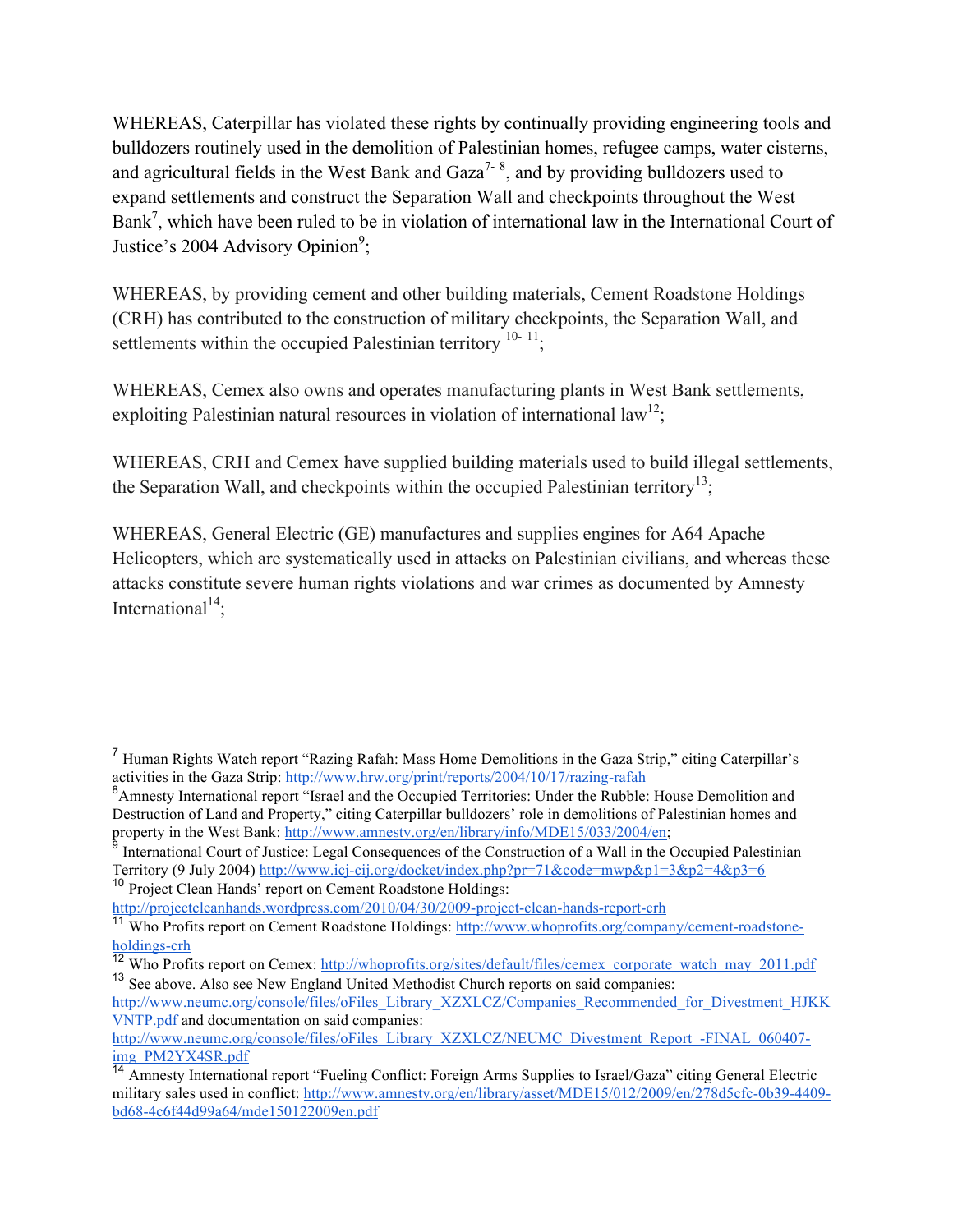WHEREAS, Caterpillar has violated these rights by continually providing engineering tools and bulldozers routinely used in the demolition of Palestinian homes, refugee camps, water cisterns, and agricultural fields in the West Bank and Gaza[7- 8], and by providing bulldozers used to expand settlements and construct the Separation Wall and checkpoints throughout the West Bank[7], which have been ruled to be in violation of international law in the International Court of Justice's 2004 Advisory Opinion[9];

WHEREAS, by providing cement and other building materials, Cement Roadstone Holdings (CRH) has contributed to the construction of military checkpoints, the Separation Wall, and settlements within the occupied Palestinian territory [10- 11];

WHEREAS, Cemex also owns and operates manufacturing plants in West Bank settlements, exploiting Palestinian natural resources in violation of international law[12];

WHEREAS, CRH and Cemex have supplied building materials used to build illegal settlements, the Separation Wall, and checkpoints within the occupied Palestinian territory[13];

WHEREAS, General Electric (GE) manufactures and supplies engines for A64 Apache Helicopters, which are systematically used in attacks on Palestinian civilians, and whereas these attacks constitute severe human rights violations and war crimes as documented by Amnesty International[14];

---

[7] Human Rights Watch report "Razing Rafah: Mass Home Demolitions in the Gaza Strip," citing Caterpillar's activities in the Gaza Strip: http://www.hrw.org/print/reports/2004/10/17/razing-rafah

[8] Amnesty International report "Israel and the Occupied Territories: Under the Rubble: House Demolition and Destruction of Land and Property," citing Caterpillar bulldozers' role in demolitions of Palestinian homes and property in the West Bank: http://www.amnesty.org/en/library/info/MDE15/033/2004/en;

[9] International Court of Justice: Legal Consequences of the Construction of a Wall in the Occupied Palestinian Territory (9 July 2004) http://www.icj-cij.org/docket/index.php?pr=71&code=mwp&p1=3&p2=4&p3=6

[10] Project Clean Hands' report on Cement Roadstone Holdings: http://projectcleanhands.wordpress.com/2010/04/30/2009-project-clean-hands-report-crh

[11] Who Profits report on Cement Roadstone Holdings: http://www.whoprofits.org/company/cement-roadstone-holdings-crh

[12] Who Profits report on Cemex: http://whoprofits.org/sites/default/files/cemex_corporate_watch_may_2011.pdf

[13] See above. Also see New England United Methodist Church reports on said companies: http://www.neumc.org/console/files/oFiles_Library_XZXLCZ/Companies_Recommended_for_Divestment_HJKKVNTP.pdf and documentation on said companies: http://www.neumc.org/console/files/oFiles_Library_XZXLCZ/NEUMC_Divestment_Report_-FINAL_060407-img_PM2YX4SR.pdf

[14] Amnesty International report "Fueling Conflict: Foreign Arms Supplies to Israel/Gaza" citing General Electric military sales used in conflict: http://www.amnesty.org/en/library/asset/MDE15/012/2009/en/278d5cfc-0b39-4409-bd68-4c6f44d99a64/mde150122009en.pdf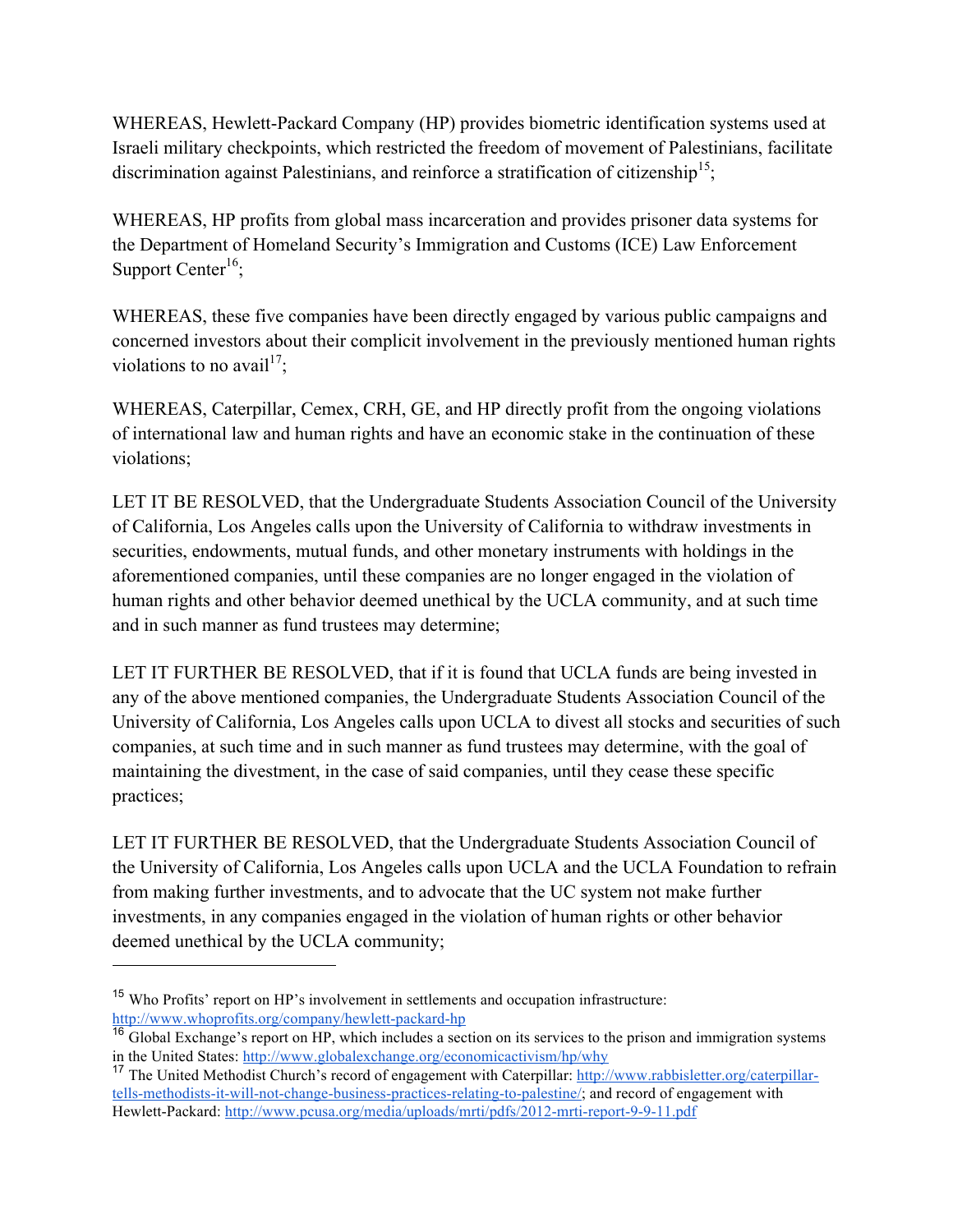WHEREAS, Hewlett-Packard Company (HP) provides biometric identification systems used at Israeli military checkpoints, which restricted the freedom of movement of Palestinians, facilitate discrimination against Palestinians, and reinforce a stratification of citizenship[15];

WHEREAS, HP profits from global mass incarceration and provides prisoner data systems for the Department of Homeland Security's Immigration and Customs (ICE) Law Enforcement Support Center[16];

WHEREAS, these five companies have been directly engaged by various public campaigns and concerned investors about their complicit involvement in the previously mentioned human rights violations to no avail[17];

WHEREAS, Caterpillar, Cemex, CRH, GE, and HP directly profit from the ongoing violations of international law and human rights and have an economic stake in the continuation of these violations;

LET IT BE RESOLVED, that the Undergraduate Students Association Council of the University of California, Los Angeles calls upon the University of California to withdraw investments in securities, endowments, mutual funds, and other monetary instruments with holdings in the aforementioned companies, until these companies are no longer engaged in the violation of human rights and other behavior deemed unethical by the UCLA community, and at such time and in such manner as fund trustees may determine;

LET IT FURTHER BE RESOLVED, that if it is found that UCLA funds are being invested in any of the above mentioned companies, the Undergraduate Students Association Council of the University of California, Los Angeles calls upon UCLA to divest all stocks and securities of such companies, at such time and in such manner as fund trustees may determine, with the goal of maintaining the divestment, in the case of said companies, until they cease these specific practices;

LET IT FURTHER BE RESOLVED, that the Undergraduate Students Association Council of the University of California, Los Angeles calls upon UCLA and the UCLA Foundation to refrain from making further investments, and to advocate that the UC system not make further investments, in any companies engaged in the violation of human rights or other behavior deemed unethical by the UCLA community;

---

[15] Who Profits' report on HP's involvement in settlements and occupation infrastructure: http://www.whoprofits.org/company/hewlett-packard-hp

[16] Global Exchange's report on HP, which includes a section on its services to the prison and immigration systems in the United States: http://www.globalexchange.org/economicactivism/hp/why

[17] The United Methodist Church's record of engagement with Caterpillar: http://www.rabbisletter.org/caterpillar-tells-methodists-it-will-not-change-business-practices-relating-to-palestine/; and record of engagement with Hewlett-Packard: http://www.pcusa.org/media/uploads/mrti/pdfs/2012-mrti-report-9-9-11.pdf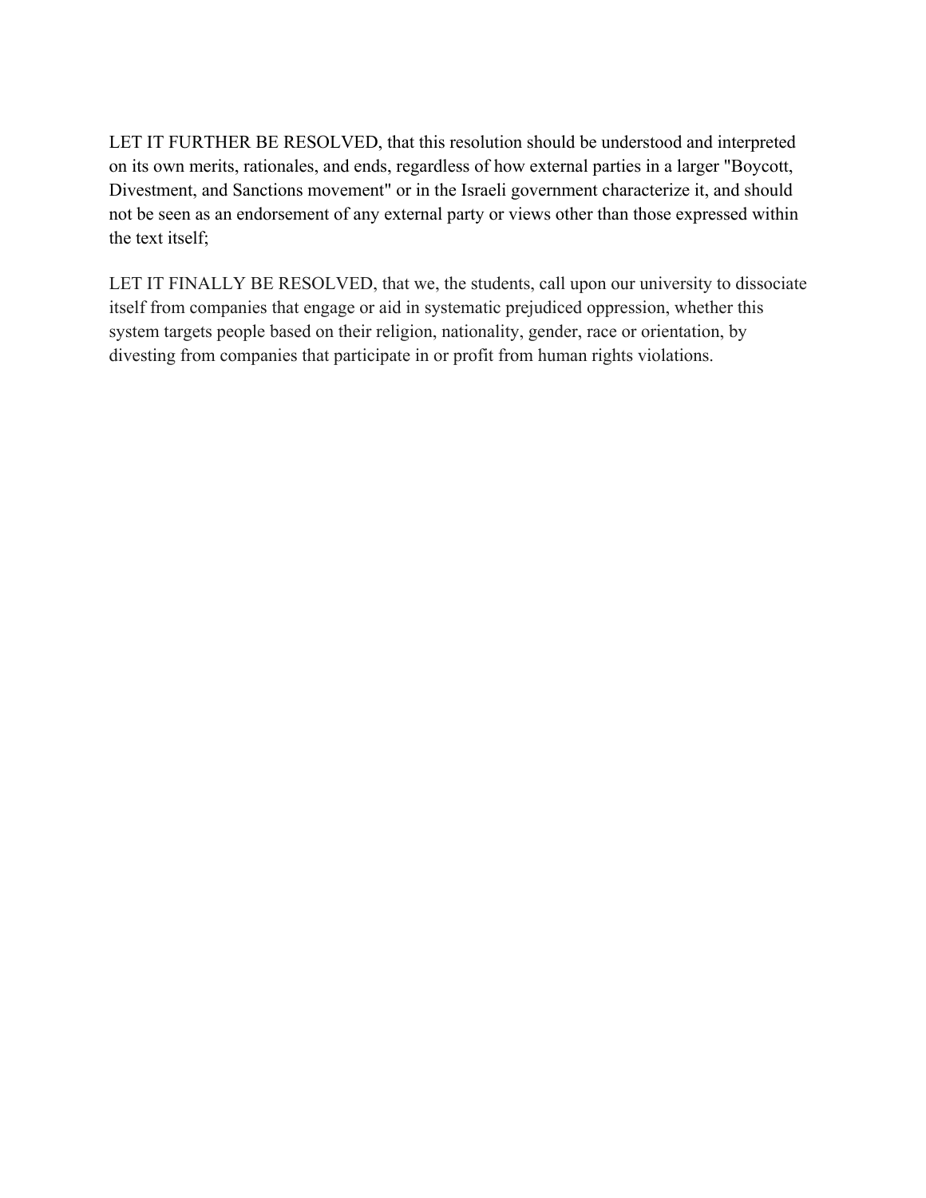LET IT FURTHER BE RESOLVED, that this resolution should be understood and interpreted on its own merits, rationales, and ends, regardless of how external parties in a larger "Boycott, Divestment, and Sanctions movement" or in the Israeli government characterize it, and should not be seen as an endorsement of any external party or views other than those expressed within the text itself;

LET IT FINALLY BE RESOLVED, that we, the students, call upon our university to dissociate itself from companies that engage or aid in systematic prejudiced oppression, whether this system targets people based on their religion, nationality, gender, race or orientation, by divesting from companies that participate in or profit from human rights violations.